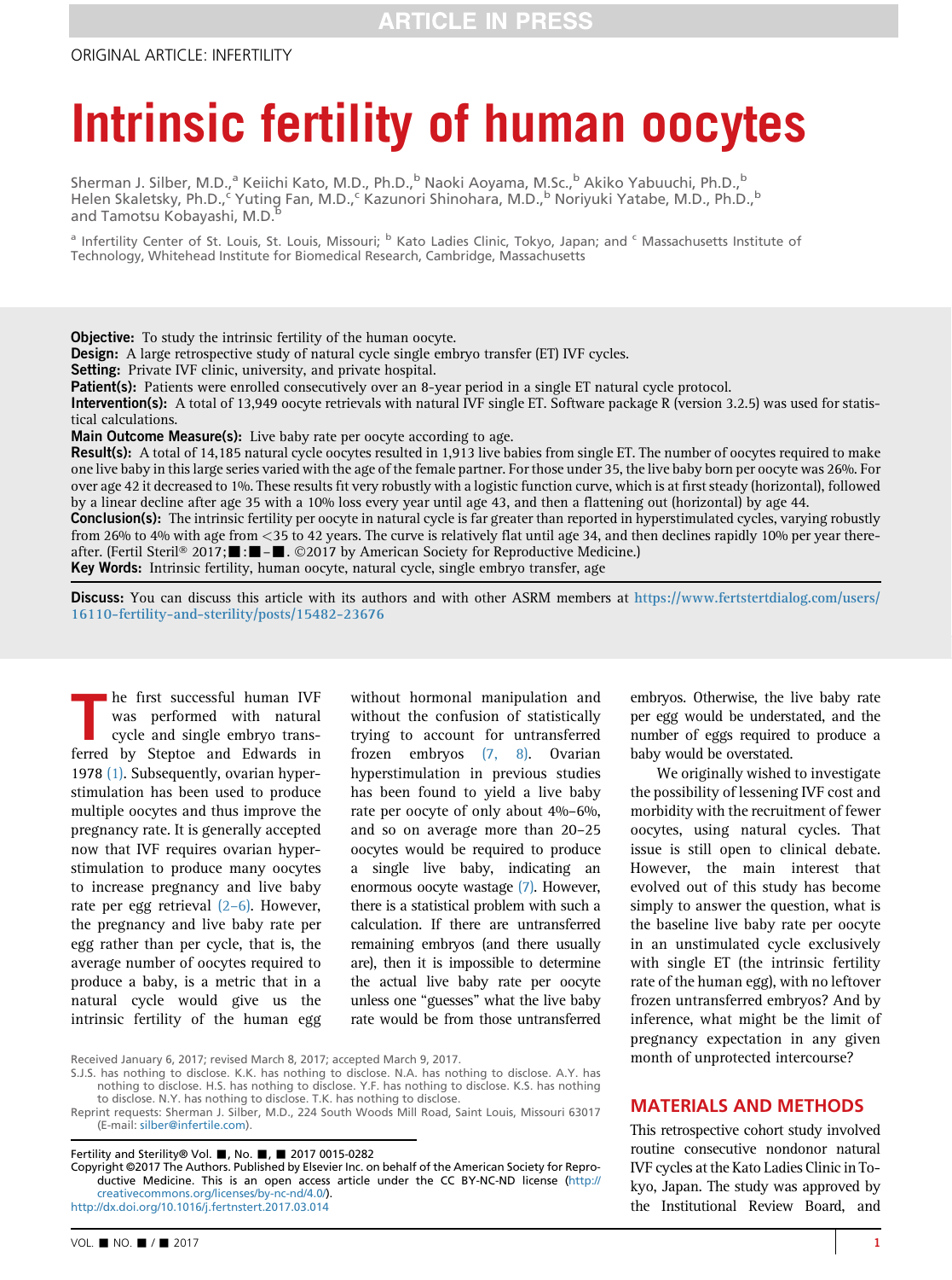ORIGINAL ARTICLE: INFERTILITY

# Intrinsic fertility of human oocytes

Sherman J. Silber, M.D.,[a] Keiichi Kato, M.D., Ph.D.,[b] Naoki Aoyama, M.Sc.,[b] Akiko Yabuuchi, Ph.D.,[b] Helen Skaletsky, Ph.D.,[c] Yuting Fan, M.D.,[c] Kazunori Shinohara, M.D.,[b] Noriyuki Yatabe, M.D., Ph.D.,[b] and Tamotsu Kobayashi, M.D.[b]

[a] Infertility Center of St. Louis, St. Louis, Missouri; [b] Kato Ladies Clinic, Tokyo, Japan; and [c] Massachusetts Institute of Technology, Whitehead Institute for Biomedical Research, Cambridge, Massachusetts

**Objective:** To study the intrinsic fertility of the human oocyte.
**Design:** A large retrospective study of natural cycle single embryo transfer (ET) IVF cycles.
**Setting:** Private IVF clinic, university, and private hospital.
**Patient(s):** Patients were enrolled consecutively over an 8-year period in a single ET natural cycle protocol.
**Intervention(s):** A total of 13,949 oocyte retrievals with natural IVF single ET. Software package R (version 3.2.5) was used for statistical calculations.
**Main Outcome Measure(s):** Live baby rate per oocyte according to age.
**Result(s):** A total of 14,185 natural cycle oocytes resulted in 1,913 live babies from single ET. The number of oocytes required to make one live baby in this large series varied with the age of the female partner. For those under 35, the live baby born per oocyte was 26%. For over age 42 it decreased to 1%. These results fit very robustly with a logistic function curve, which is at first steady (horizontal), followed by a linear decline after age 35 with a 10% loss every year until age 43, and then a flattening out (horizontal) by age 44.
**Conclusion(s):** The intrinsic fertility per oocyte in natural cycle is far greater than reported in hyperstimulated cycles, varying robustly from 26% to 4% with age from <35 to 42 years. The curve is relatively flat until age 34, and then declines rapidly 10% per year thereafter. (Fertil Steril® 2017;■:■–■. ©2017 by American Society for Reproductive Medicine.)
**Key Words:** Intrinsic fertility, human oocyte, natural cycle, single embryo transfer, age

**Discuss:** You can discuss this article with its authors and with other ASRM members at https://www.fertstertdialog.com/users/16110-fertility-and-sterility/posts/15482-23676

The first successful human IVF was performed with natural cycle and single embryo transferred by Steptoe and Edwards in 1978 (1). Subsequently, ovarian hyperstimulation has been used to produce multiple oocytes and thus improve the pregnancy rate. It is generally accepted now that IVF requires ovarian hyperstimulation to produce many oocytes to increase pregnancy and live baby rate per egg retrieval (2–6). However, the pregnancy and live baby rate per egg rather than per cycle, that is, the average number of oocytes required to produce a baby, is a metric that in a natural cycle would give us the intrinsic fertility of the human egg without hormonal manipulation and without the confusion of statistically trying to account for untransferred frozen embryos (7, 8). Ovarian hyperstimulation in previous studies has been found to yield a live baby rate per oocyte of only about 4%–6%, and so on average more than 20–25 oocytes would be required to produce a single live baby, indicating an enormous oocyte wastage (7). However, there is a statistical problem with such a calculation. If there are untransferred remaining embryos (and there usually are), then it is impossible to determine the actual live baby rate per oocyte unless one "guesses" what the live baby rate would be from those untransferred embryos. Otherwise, the live baby rate per egg would be understated, and the number of eggs required to produce a baby would be overstated.

We originally wished to investigate the possibility of lessening IVF cost and morbidity with the recruitment of fewer oocytes, using natural cycles. That issue is still open to clinical debate. However, the main interest that evolved out of this study has become simply to answer the question, what is the baseline live baby rate per oocyte in an unstimulated cycle exclusively with single ET (the intrinsic fertility rate of the human egg), with no leftover frozen untransferred embryos? And by inference, what might be the limit of pregnancy expectation in any given month of unprotected intercourse?

## MATERIALS AND METHODS

This retrospective cohort study involved routine consecutive nondonor natural IVF cycles at the Kato Ladies Clinic in Tokyo, Japan. The study was approved by the Institutional Review Board, and

Received January 6, 2017; revised March 8, 2017; accepted March 9, 2017.
S.J.S. has nothing to disclose. K.K. has nothing to disclose. N.A. has nothing to disclose. A.Y. has nothing to disclose. H.S. has nothing to disclose. Y.F. has nothing to disclose. K.S. has nothing to disclose. N.Y. has nothing to disclose. T.K. has nothing to disclose.
Reprint requests: Sherman J. Silber, M.D., 224 South Woods Mill Road, Saint Louis, Missouri 63017 (E-mail: silber@infertile.com).

Fertility and Sterility® Vol. ■, No. ■, ■ 2017 0015-0282
Copyright ©2017 The Authors. Published by Elsevier Inc. on behalf of the American Society for Reproductive Medicine. This is an open access article under the CC BY-NC-ND license (http://creativecommons.org/licenses/by-nc-nd/4.0/).
http://dx.doi.org/10.1016/j.fertnstert.2017.03.014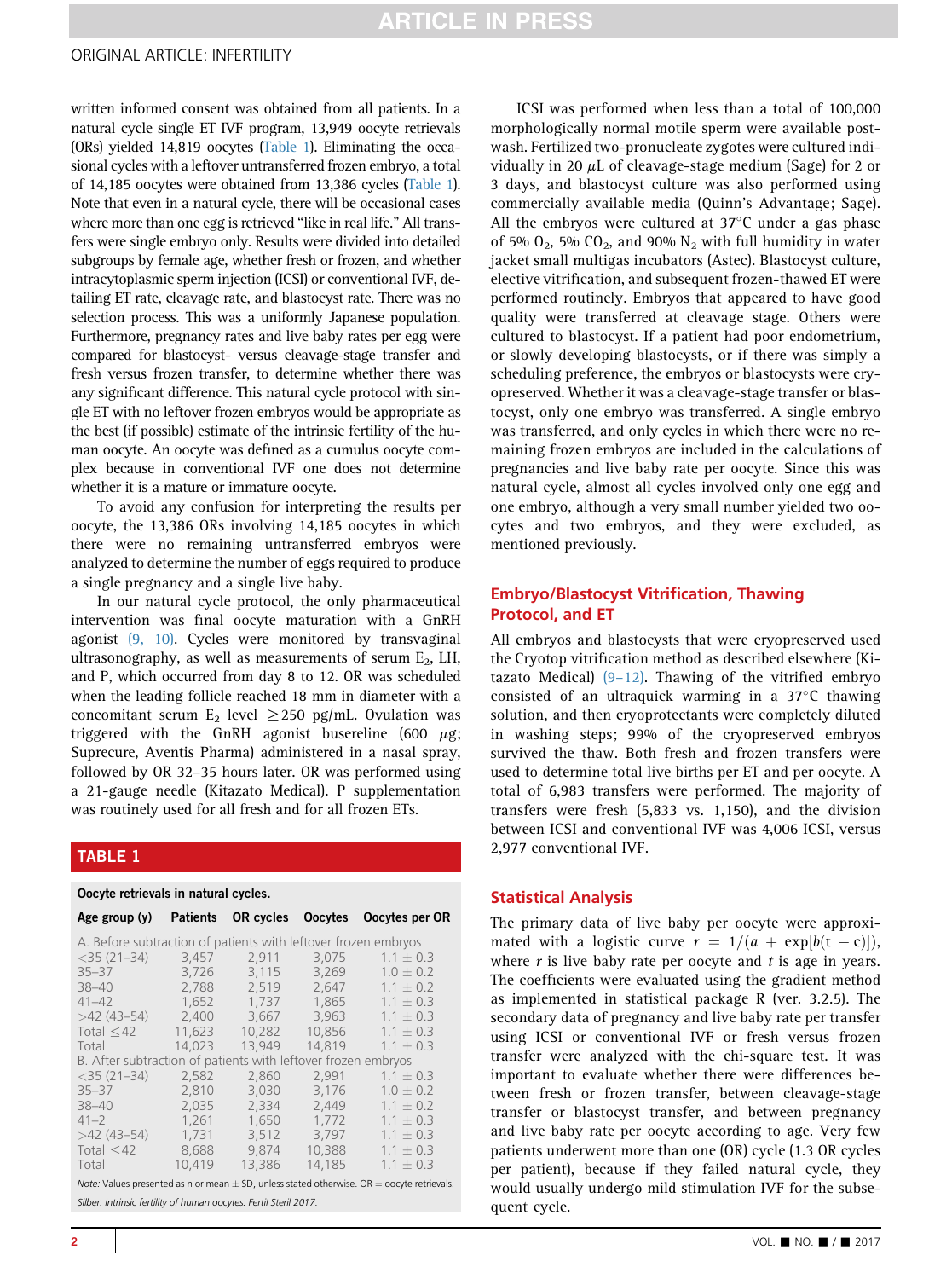written informed consent was obtained from all patients. In a natural cycle single ET IVF program, 13,949 oocyte retrievals (ORs) yielded 14,819 oocytes (Table 1). Eliminating the occasional cycles with a leftover untransferred frozen embryo, a total of 14,185 oocytes were obtained from 13,386 cycles (Table 1). Note that even in a natural cycle, there will be occasional cases where more than one egg is retrieved "like in real life." All transfers were single embryo only. Results were divided into detailed subgroups by female age, whether fresh or frozen, and whether intracytoplasmic sperm injection (ICSI) or conventional IVF, detailing ET rate, cleavage rate, and blastocyst rate. There was no selection process. This was a uniformly Japanese population. Furthermore, pregnancy rates and live baby rates per egg were compared for blastocyst- versus cleavage-stage transfer and fresh versus frozen transfer, to determine whether there was any significant difference. This natural cycle protocol with single ET with no leftover frozen embryos would be appropriate as the best (if possible) estimate of the intrinsic fertility of the human oocyte. An oocyte was defined as a cumulus oocyte complex because in conventional IVF one does not determine whether it is a mature or immature oocyte.

To avoid any confusion for interpreting the results per oocyte, the 13,386 ORs involving 14,185 oocytes in which there were no remaining untransferred embryos were analyzed to determine the number of eggs required to produce a single pregnancy and a single live baby.

In our natural cycle protocol, the only pharmaceutical intervention was final oocyte maturation with a GnRH agonist (9, 10). Cycles were monitored by transvaginal ultrasonography, as well as measurements of serum $E_2$, LH, and P, which occurred from day 8 to 12. OR was scheduled when the leading follicle reached 18 mm in diameter with a concomitant serum $E_2$ level $\geq$250 pg/mL. Ovulation was triggered with the GnRH agonist busereline (600 $\mu$g; Suprecure, Aventis Pharma) administered in a nasal spray, followed by OR 32–35 hours later. OR was performed using a 21-gauge needle (Kitazato Medical). P supplementation was routinely used for all fresh and for all frozen ETs.

**TABLE 1**

**Oocyte retrievals in natural cycles.**

| Age group (y) | Patients | OR cycles | Oocytes | Oocytes per OR |
|---|---|---|---|---|
| A. Before subtraction of patients with leftover frozen embryos | | | | |
| <35 (21–34) | 3,457 | 2,911 | 3,075 | 1.1 ± 0.3 |
| 35–37 | 3,726 | 3,115 | 3,269 | 1.0 ± 0.2 |
| 38–40 | 2,788 | 2,519 | 2,647 | 1.1 ± 0.2 |
| 41–42 | 1,652 | 1,737 | 1,865 | 1.1 ± 0.3 |
| >42 (43–54) | 2,400 | 3,667 | 3,963 | 1.1 ± 0.3 |
| Total ≤42 | 11,623 | 10,282 | 10,856 | 1.1 ± 0.3 |
| Total | 14,023 | 13,949 | 14,819 | 1.1 ± 0.3 |
| B. After subtraction of patients with leftover frozen embryos | | | | |
| <35 (21–34) | 2,582 | 2,860 | 2,991 | 1.1 ± 0.3 |
| 35–37 | 2,810 | 3,030 | 3,176 | 1.0 ± 0.2 |
| 38–40 | 2,035 | 2,334 | 2,449 | 1.1 ± 0.2 |
| 41–2 | 1,261 | 1,650 | 1,772 | 1.1 ± 0.3 |
| >42 (43–54) | 1,731 | 3,512 | 3,797 | 1.1 ± 0.3 |
| Total ≤42 | 8,688 | 9,874 | 10,388 | 1.1 ± 0.3 |
| Total | 10,419 | 13,386 | 14,185 | 1.1 ± 0.3 |

*Note:* Values presented as n or mean ± SD, unless stated otherwise. OR = oocyte retrievals.

*Silber. Intrinsic fertility of human oocytes. Fertil Steril 2017.*

ICSI was performed when less than a total of 100,000 morphologically normal motile sperm were available post-wash. Fertilized two-pronucleate zygotes were cultured individually in 20 $\mu$L of cleavage-stage medium (Sage) for 2 or 3 days, and blastocyst culture was also performed using commercially available media (Quinn's Advantage; Sage). All the embryos were cultured at 37°C under a gas phase of 5% $O_2$, 5% $CO_2$, and 90% $N_2$ with full humidity in water jacket small multigas incubators (Astec). Blastocyst culture, elective vitrification, and subsequent frozen-thawed ET were performed routinely. Embryos that appeared to have good quality were transferred at cleavage stage. Others were cultured to blastocyst. If a patient had poor endometrium, or slowly developing blastocysts, or if there was simply a scheduling preference, the embryos or blastocysts were cryopreserved. Whether it was a cleavage-stage transfer or blastocyst, only one embryo was transferred. A single embryo was transferred, and only cycles in which there were no remaining frozen embryos are included in the calculations of pregnancies and live baby rate per oocyte. Since this was natural cycle, almost all cycles involved only one egg and one embryo, although a very small number yielded two oocytes and two embryos, and they were excluded, as mentioned previously.

## Embryo/Blastocyst Vitrification, Thawing Protocol, and ET

All embryos and blastocysts that were cryopreserved used the Cryotop vitrification method as described elsewhere (Kitazato Medical) (9–12). Thawing of the vitrified embryo consisted of an ultraquick warming in a 37°C thawing solution, and then cryoprotectants were completely diluted in washing steps; 99% of the cryopreserved embryos survived the thaw. Both fresh and frozen transfers were used to determine total live births per ET and per oocyte. A total of 6,983 transfers were performed. The majority of transfers were fresh (5,833 vs. 1,150), and the division between ICSI and conventional IVF was 4,006 ICSI, versus 2,977 conventional IVF.

## Statistical Analysis

The primary data of live baby per oocyte were approximated with a logistic curve $r = 1/(a + \exp[b(t - c)])$, where $r$ is live baby rate per oocyte and $t$ is age in years. The coefficients were evaluated using the gradient method as implemented in statistical package R (ver. 3.2.5). The secondary data of pregnancy and live baby rate per transfer using ICSI or conventional IVF or fresh versus frozen transfer were analyzed with the chi-square test. It was important to evaluate whether there were differences between fresh or frozen transfer, between cleavage-stage transfer or blastocyst transfer, and between pregnancy and live baby rate per oocyte according to age. Very few patients underwent more than one (OR) cycle (1.3 OR cycles per patient), because if they failed natural cycle, they would usually undergo mild stimulation IVF for the subsequent cycle.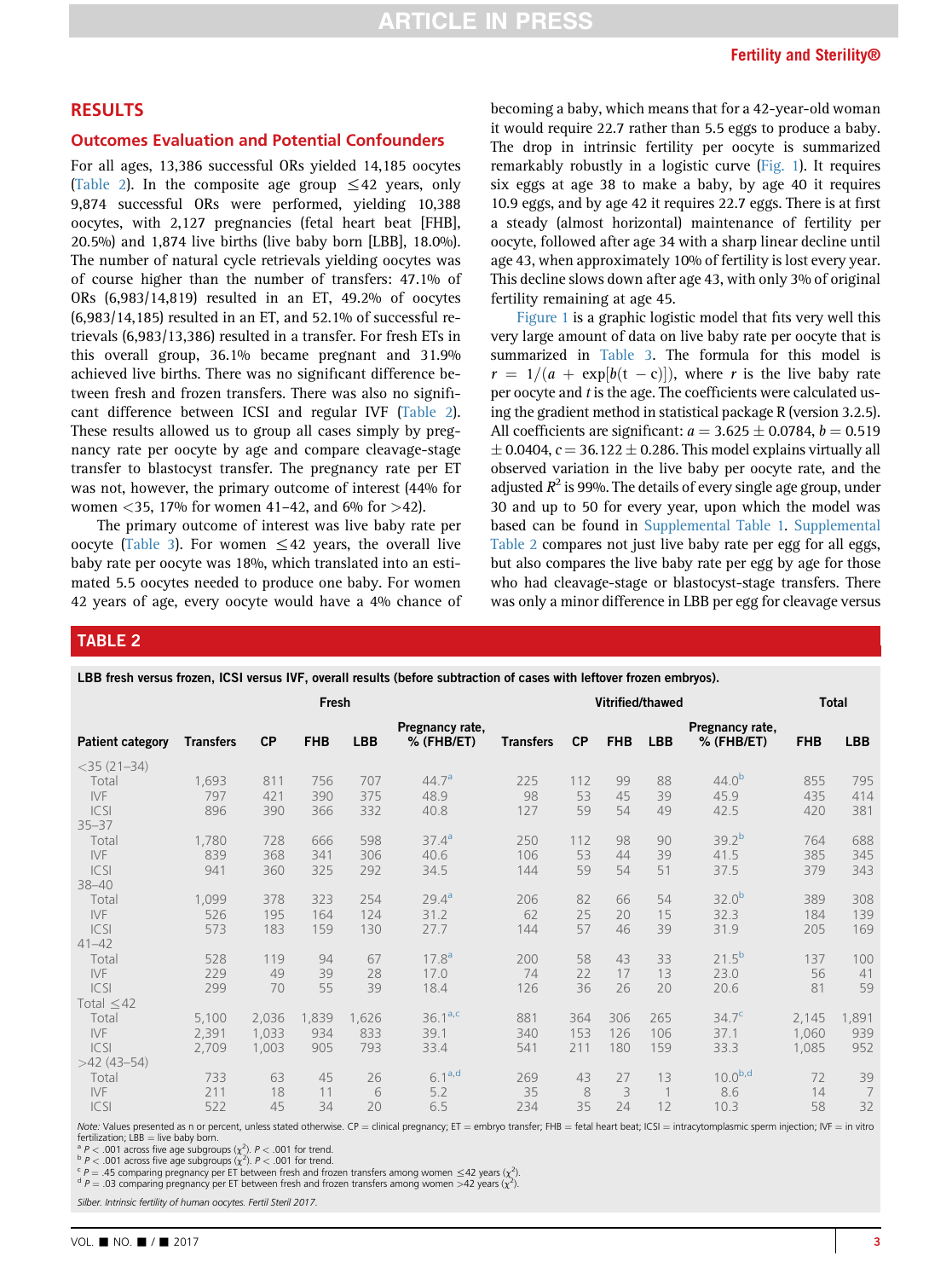## RESULTS

### Outcomes Evaluation and Potential Confounders

For all ages, 13,386 successful ORs yielded 14,185 oocytes (Table 2). In the composite age group ≤42 years, only 9,874 successful ORs were performed, yielding 10,388 oocytes, with 2,127 pregnancies (fetal heart beat [FHB], 20.5%) and 1,874 live births (live baby born [LBB], 18.0%). The number of natural cycle retrievals yielding oocytes was of course higher than the number of transfers: 47.1% of ORs (6,983/14,819) resulted in an ET, 49.2% of oocytes (6,983/14,185) resulted in an ET, and 52.1% of successful retrievals (6,983/13,386) resulted in a transfer. For fresh ETs in this overall group, 36.1% became pregnant and 31.9% achieved live births. There was no significant difference between fresh and frozen transfers. There was also no significant difference between ICSI and regular IVF (Table 2). These results allowed us to group all cases simply by pregnancy rate per oocyte by age and compare cleavage-stage transfer to blastocyst transfer. The pregnancy rate per ET was not, however, the primary outcome of interest (44% for women <35, 17% for women 41–42, and 6% for >42).

The primary outcome of interest was live baby rate per oocyte (Table 3). For women ≤42 years, the overall live baby rate per oocyte was 18%, which translated into an estimated 5.5 oocytes needed to produce one baby. For women 42 years of age, every oocyte would have a 4% chance of becoming a baby, which means that for a 42-year-old woman it would require 22.7 rather than 5.5 eggs to produce a baby. The drop in intrinsic fertility per oocyte is summarized remarkably robustly in a logistic curve (Fig. 1). It requires six eggs at age 38 to make a baby, by age 40 it requires 10.9 eggs, and by age 42 it requires 22.7 eggs. There is at first a steady (almost horizontal) maintenance of fertility per oocyte, followed after age 34 with a sharp linear decline until age 43, when approximately 10% of fertility is lost every year. This decline slows down after age 43, with only 3% of original fertility remaining at age 45.

Figure 1 is a graphic logistic model that fits very well this very large amount of data on live baby rate per oocyte that is summarized in Table 3. The formula for this model is $r = 1/(a + \exp[b(t - c)])$, where $r$ is the live baby rate per oocyte and $t$ is the age. The coefficients were calculated using the gradient method in statistical package R (version 3.2.5). All coefficients are significant: $a = 3.625 \pm 0.0784$, $b = 0.519 \pm 0.0404$, $c = 36.122 \pm 0.286$. This model explains virtually all observed variation in the live baby per oocyte rate, and the adjusted $R^2$ is 99%. The details of every single age group, under 30 and up to 50 for every year, upon which the model was based can be found in Supplemental Table 1. Supplemental Table 2 compares not just live baby rate per egg for all eggs, but also compares the live baby rate per egg by age for those who had cleavage-stage or blastocyst-stage transfers. There was only a minor difference in LBB per egg for cleavage versus

**TABLE 2**

LBB fresh versus frozen, ICSI versus IVF, overall results (before subtraction of cases with leftover frozen embryos).

| | Fresh | | | | | Vitrified/thawed | | | | | Total | |
|---|---|---|---|---|---|---|---|---|---|---|---|---|
| Patient category | Transfers | CP | FHB | LBB | Pregnancy rate, % (FHB/ET) | Transfers | CP | FHB | LBB | Pregnancy rate, % (FHB/ET) | FHB | LBB |
| <35 (21–34) | | | | | | | | | | | | |
| Total | 1,693 | 811 | 756 | 707 | 44.7[a] | 225 | 112 | 99 | 88 | 44.0[b] | 855 | 795 |
| IVF | 797 | 421 | 390 | 375 | 48.9 | 98 | 53 | 45 | 39 | 45.9 | 435 | 414 |
| ICSI | 896 | 390 | 366 | 332 | 40.8 | 127 | 59 | 54 | 49 | 42.5 | 420 | 381 |
| 35–37 | | | | | | | | | | | | |
| Total | 1,780 | 728 | 666 | 598 | 37.4[a] | 250 | 112 | 98 | 90 | 39.2[b] | 764 | 688 |
| IVF | 839 | 368 | 341 | 306 | 40.6 | 106 | 53 | 44 | 39 | 41.5 | 385 | 345 |
| ICSI | 941 | 360 | 325 | 292 | 34.5 | 144 | 59 | 54 | 51 | 37.5 | 379 | 343 |
| 38–40 | | | | | | | | | | | | |
| Total | 1,099 | 378 | 323 | 254 | 29.4[a] | 206 | 82 | 66 | 54 | 32.0[b] | 389 | 308 |
| IVF | 526 | 195 | 164 | 124 | 31.2 | 62 | 25 | 20 | 15 | 32.3 | 184 | 139 |
| ICSI | 573 | 183 | 159 | 130 | 27.7 | 144 | 57 | 46 | 39 | 31.9 | 205 | 169 |
| 41–42 | | | | | | | | | | | | |
| Total | 528 | 119 | 94 | 67 | 17.8[a] | 200 | 58 | 43 | 33 | 21.5[b] | 137 | 100 |
| IVF | 229 | 49 | 39 | 28 | 17.0 | 74 | 22 | 17 | 13 | 23.0 | 56 | 41 |
| ICSI | 299 | 70 | 55 | 39 | 18.4 | 126 | 36 | 26 | 20 | 20.6 | 81 | 59 |
| Total ≤42 | | | | | | | | | | | | |
| Total | 5,100 | 2,036 | 1,839 | 1,626 | 36.1[a,c] | 881 | 364 | 306 | 265 | 34.7[c] | 2,145 | 1,891 |
| IVF | 2,391 | 1,033 | 934 | 833 | 39.1 | 340 | 153 | 126 | 106 | 37.1 | 1,060 | 939 |
| ICSI | 2,709 | 1,003 | 905 | 793 | 33.4 | 541 | 211 | 180 | 159 | 33.3 | 1,085 | 952 |
| >42 (43–54) | | | | | | | | | | | | |
| Total | 733 | 63 | 45 | 26 | 6.1[a,d] | 269 | 43 | 27 | 13 | 10.0[b,d] | 72 | 39 |
| IVF | 211 | 18 | 11 | 6 | 5.2 | 35 | 8 | 3 | 1 | 8.6 | 14 | 7 |
| ICSI | 522 | 45 | 34 | 20 | 6.5 | 234 | 35 | 24 | 12 | 10.3 | 58 | 32 |

*Note:* Values presented as n or percent, unless stated otherwise. CP = clinical pregnancy; ET = embryo transfer; FHB = fetal heart beat; ICSI = intracytomplasmic sperm injection; IVF = in vitro fertilization; LBB = live baby born.

[a] $P < .001$ across five age subgroups ($\chi^2$). $P < .001$ for trend.

[b] $P < .001$ across five age subgroups ($\chi^2$). $P < .001$ for trend.

[c] $P = .45$ comparing pregnancy per ET between fresh and frozen transfers among women ≤42 years ($\chi^2$).

[d] $P = .03$ comparing pregnancy per ET between fresh and frozen transfers among women >42 years ($\chi^2$).

*Silber. Intrinsic fertility of human oocytes. Fertil Steril 2017.*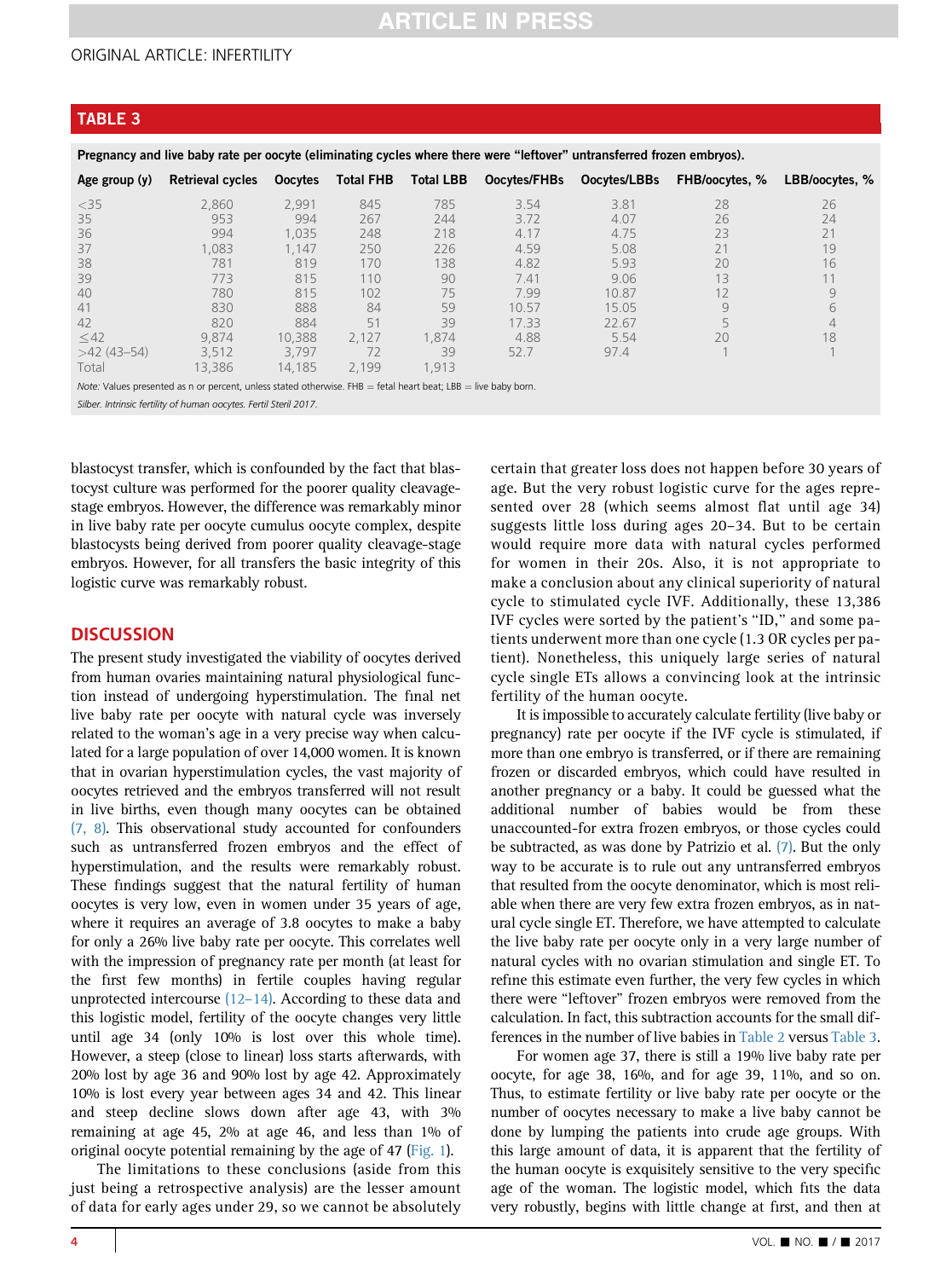## TABLE 3

Pregnancy and live baby rate per oocyte (eliminating cycles where there were "leftover" untransferred frozen embryos).

| Age group (y) | Retrieval cycles | Oocytes | Total FHB | Total LBB | Oocytes/FHBs | Oocytes/LBBs | FHB/oocytes, % | LBB/oocytes, % |
|---|---|---|---|---|---|---|---|---|
| <35 | 2,860 | 2,991 | 845 | 785 | 3.54 | 3.81 | 28 | 26 |
| 35 | 953 | 994 | 267 | 244 | 3.72 | 4.07 | 26 | 24 |
| 36 | 994 | 1,035 | 248 | 218 | 4.17 | 4.75 | 23 | 21 |
| 37 | 1,083 | 1,147 | 250 | 226 | 4.59 | 5.08 | 21 | 19 |
| 38 | 781 | 819 | 170 | 138 | 4.82 | 5.93 | 20 | 16 |
| 39 | 773 | 815 | 110 | 90 | 7.41 | 9.06 | 13 | 11 |
| 40 | 780 | 815 | 102 | 75 | 7.99 | 10.87 | 12 | 9 |
| 41 | 830 | 888 | 84 | 59 | 10.57 | 15.05 | 9 | 6 |
| 42 | 820 | 884 | 51 | 39 | 17.33 | 22.67 | 5 | 4 |
| ≤42 | 9,874 | 10,388 | 2,127 | 1,874 | 4.88 | 5.54 | 20 | 18 |
| >42 (43–54) | 3,512 | 3,797 | 72 | 39 | 52.7 | 97.4 | 1 | 1 |
| Total | 13,386 | 14,185 | 2,199 | 1,913 | | | | |

Note: Values presented as n or percent, unless stated otherwise. FHB = fetal heart beat; LBB = live baby born.

*Silber. Intrinsic fertility of human oocytes. Fertil Steril 2017.*

blastocyst transfer, which is confounded by the fact that blastocyst culture was performed for the poorer quality cleavage-stage embryos. However, the difference was remarkably minor in live baby rate per oocyte cumulus oocyte complex, despite blastocysts being derived from poorer quality cleavage-stage embryos. However, for all transfers the basic integrity of this logistic curve was remarkably robust.

## DISCUSSION

The present study investigated the viability of oocytes derived from human ovaries maintaining natural physiological function instead of undergoing hyperstimulation. The final net live baby rate per oocyte with natural cycle was inversely related to the woman's age in a very precise way when calculated for a large population of over 14,000 women. It is known that in ovarian hyperstimulation cycles, the vast majority of oocytes retrieved and the embryos transferred will not result in live births, even though many oocytes can be obtained (7, 8). This observational study accounted for confounders such as untransferred frozen embryos and the effect of hyperstimulation, and the results were remarkably robust. These findings suggest that the natural fertility of human oocytes is very low, even in women under 35 years of age, where it requires an average of 3.8 oocytes to make a baby for only a 26% live baby rate per oocyte. This correlates well with the impression of pregnancy rate per month (at least for the first few months) in fertile couples having regular unprotected intercourse (12–14). According to these data and this logistic model, fertility of the oocyte changes very little until age 34 (only 10% is lost over this whole time). However, a steep (close to linear) loss starts afterwards, with 20% lost by age 36 and 90% lost by age 42. Approximately 10% is lost every year between ages 34 and 42. This linear and steep decline slows down after age 43, with 3% remaining at age 45, 2% at age 46, and less than 1% of original oocyte potential remaining by the age of 47 (Fig. 1).

The limitations to these conclusions (aside from this just being a retrospective analysis) are the lesser amount of data for early ages under 29, so we cannot be absolutely certain that greater loss does not happen before 30 years of age. But the very robust logistic curve for the ages represented over 28 (which seems almost flat until age 34) suggests little loss during ages 20–34. But to be certain would require more data with natural cycles performed for women in their 20s. Also, it is not appropriate to make a conclusion about any clinical superiority of natural cycle to stimulated cycle IVF. Additionally, these 13,386 IVF cycles were sorted by the patient's "ID," and some patients underwent more than one cycle (1.3 OR cycles per patient). Nonetheless, this uniquely large series of natural cycle single ETs allows a convincing look at the intrinsic fertility of the human oocyte.

It is impossible to accurately calculate fertility (live baby or pregnancy) rate per oocyte if the IVF cycle is stimulated, if more than one embryo is transferred, or if there are remaining frozen or discarded embryos, which could have resulted in another pregnancy or a baby. It could be guessed what the additional number of babies would be from these unaccounted-for extra frozen embryos, or those cycles could be subtracted, as was done by Patrizio et al. (7). But the only way to be accurate is to rule out any untransferred embryos that resulted from the oocyte denominator, which is most reliable when there are very few extra frozen embryos, as in natural cycle single ET. Therefore, we have attempted to calculate the live baby rate per oocyte only in a very large number of natural cycles with no ovarian stimulation and single ET. To refine this estimate even further, the very few cycles in which there were "leftover" frozen embryos were removed from the calculation. In fact, this subtraction accounts for the small differences in the number of live babies in Table 2 versus Table 3.

For women age 37, there is still a 19% live baby rate per oocyte, for age 38, 16%, and for age 39, 11%, and so on. Thus, to estimate fertility or live baby rate per oocyte or the number of oocytes necessary to make a live baby cannot be done by lumping the patients into crude age groups. With this large amount of data, it is apparent that the fertility of the human oocyte is exquisitely sensitive to the very specific age of the woman. The logistic model, which fits the data very robustly, begins with little change at first, and then at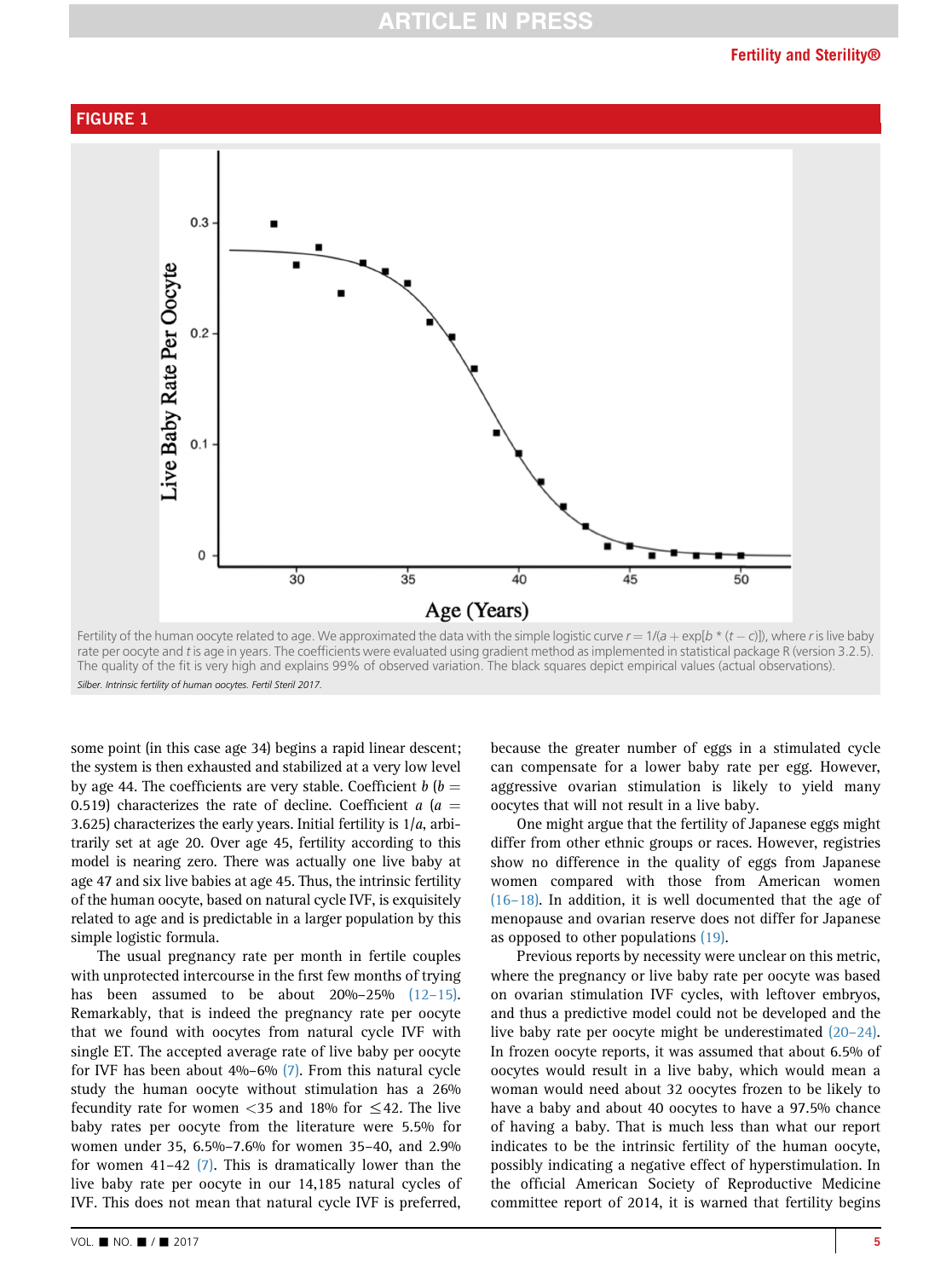## FIGURE 1

Fertility of the human oocyte related to age. We approximated the data with the simple logistic curve $r = 1/(a + \exp[b * (t - c)])$, where $r$ is live baby rate per oocyte and $t$ is age in years. The coefficients were evaluated using gradient method as implemented in statistical package R (version 3.2.5). The quality of the fit is very high and explains 99% of observed variation. The black squares depict empirical values (actual observations).

*Silber. Intrinsic fertility of human oocytes. Fertil Steril 2017.*

some point (in this case age 34) begins a rapid linear descent; the system is then exhausted and stabilized at a very low level by age 44. The coefficients are very stable. Coefficient $b$ ($b$ = 0.519) characterizes the rate of decline. Coefficient $a$ ($a$ = 3.625) characterizes the early years. Initial fertility is $1/a$, arbitrarily set at age 20. Over age 45, fertility according to this model is nearing zero. There was actually one live baby at age 47 and six live babies at age 45. Thus, the intrinsic fertility of the human oocyte, based on natural cycle IVF, is exquisitely related to age and is predictable in a larger population by this simple logistic formula.

The usual pregnancy rate per month in fertile couples with unprotected intercourse in the first few months of trying has been assumed to be about 20%–25% (12–15). Remarkably, that is indeed the pregnancy rate per oocyte that we found with oocytes from natural cycle IVF with single ET. The accepted average rate of live baby per oocyte for IVF has been about 4%–6% (7). From this natural cycle study the human oocyte without stimulation has a 26% fecundity rate for women <35 and 18% for ≤42. The live baby rates per oocyte from the literature were 5.5% for women under 35, 6.5%–7.6% for women 35–40, and 2.9% for women 41–42 (7). This is dramatically lower than the live baby rate per oocyte in our 14,185 natural cycles of IVF. This does not mean that natural cycle IVF is preferred, because the greater number of eggs in a stimulated cycle can compensate for a lower baby rate per egg. However, aggressive ovarian stimulation is likely to yield many oocytes that will not result in a live baby.

One might argue that the fertility of Japanese eggs might differ from other ethnic groups or races. However, registries show no difference in the quality of eggs from Japanese women compared with those from American women (16–18). In addition, it is well documented that the age of menopause and ovarian reserve does not differ for Japanese as opposed to other populations (19).

Previous reports by necessity were unclear on this metric, where the pregnancy or live baby rate per oocyte was based on ovarian stimulation IVF cycles, with leftover embryos, and thus a predictive model could not be developed and the live baby rate per oocyte might be underestimated (20–24). In frozen oocyte reports, it was assumed that about 6.5% of oocytes would result in a live baby, which would mean a woman would need about 32 oocytes frozen to be likely to have a baby and about 40 oocytes to have a 97.5% chance of having a baby. That is much less than what our report indicates to be the intrinsic fertility of the human oocyte, possibly indicating a negative effect of hyperstimulation. In the official American Society of Reproductive Medicine committee report of 2014, it is warned that fertility begins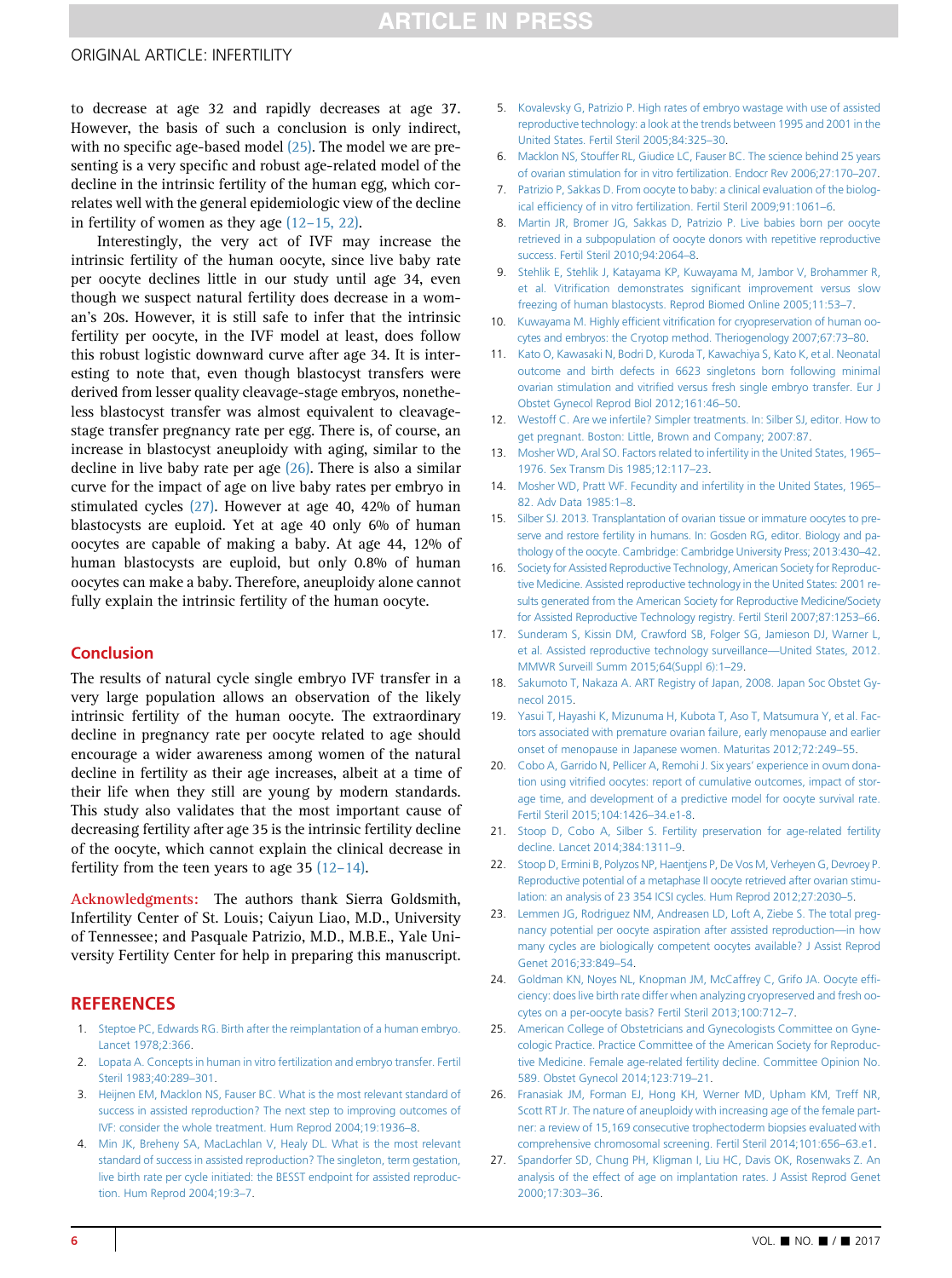to decrease at age 32 and rapidly decreases at age 37. However, the basis of such a conclusion is only indirect, with no specific age-based model (25). The model we are presenting is a very specific and robust age-related model of the decline in the intrinsic fertility of the human egg, which correlates well with the general epidemiologic view of the decline in fertility of women as they age (12–15, 22).

Interestingly, the very act of IVF may increase the intrinsic fertility of the human oocyte, since live baby rate per oocyte declines little in our study until age 34, even though we suspect natural fertility does decrease in a woman's 20s. However, it is still safe to infer that the intrinsic fertility per oocyte, in the IVF model at least, does follow this robust logistic downward curve after age 34. It is interesting to note that, even though blastocyst transfers were derived from lesser quality cleavage-stage embryos, nonetheless blastocyst transfer was almost equivalent to cleavage-stage transfer pregnancy rate per egg. There is, of course, an increase in blastocyst aneuploidy with aging, similar to the decline in live baby rate per age (26). There is also a similar curve for the impact of age on live baby rates per embryo in stimulated cycles (27). However at age 40, 42% of human blastocysts are euploid. Yet at age 40 only 6% of human oocytes are capable of making a baby. At age 44, 12% of human blastocysts are euploid, but only 0.8% of human oocytes can make a baby. Therefore, aneuploidy alone cannot fully explain the intrinsic fertility of the human oocyte.

## Conclusion

The results of natural cycle single embryo IVF transfer in a very large population allows an observation of the likely intrinsic fertility of the human oocyte. The extraordinary decline in pregnancy rate per oocyte related to age should encourage a wider awareness among women of the natural decline in fertility as their age increases, albeit at a time of their life when they still are young by modern standards. This study also validates that the most important cause of decreasing fertility after age 35 is the intrinsic fertility decline of the oocyte, which cannot explain the clinical decrease in fertility from the teen years to age 35 (12–14).

**Acknowledgments:** The authors thank Sierra Goldsmith, Infertility Center of St. Louis; Caiyun Liao, M.D., University of Tennessee; and Pasquale Patrizio, M.D., M.B.E., Yale University Fertility Center for help in preparing this manuscript.

## REFERENCES

1. Steptoe PC, Edwards RG. Birth after the reimplantation of a human embryo. Lancet 1978;2:366.
2. Lopata A. Concepts in human in vitro fertilization and embryo transfer. Fertil Steril 1983;40:289–301.
3. Heijnen EM, Macklon NS, Fauser BC. What is the most relevant standard of success in assisted reproduction? The next step to improving outcomes of IVF: consider the whole treatment. Hum Reprod 2004;19:1936–8.
4. Min JK, Breheny SA, MacLachlan V, Healy DL. What is the most relevant standard of success in assisted reproduction? The singleton, term gestation, live birth rate per cycle initiated: the BESST endpoint for assisted reproduction. Hum Reprod 2004;19:3–7.
5. Kovalevsky G, Patrizio P. High rates of embryo wastage with use of assisted reproductive technology: a look at the trends between 1995 and 2001 in the United States. Fertil Steril 2005;84:325–30.
6. Macklon NS, Stouffer RL, Giudice LC, Fauser BC. The science behind 25 years of ovarian stimulation for in vitro fertilization. Endocr Rev 2006;27:170–207.
7. Patrizio P, Sakkas D. From oocyte to baby: a clinical evaluation of the biological efficiency of in vitro fertilization. Fertil Steril 2009;91:1061–6.
8. Martin JR, Bromer JG, Sakkas D, Patrizio P. Live babies born per oocyte retrieved in a subpopulation of oocyte donors with repetitive reproductive success. Fertil Steril 2010;94:2064–8.
9. Stehlik E, Stehlik J, Katayama KP, Kuwayama M, Jambor V, Brohammer R, et al. Vitrification demonstrates significant improvement versus slow freezing of human blastocysts. Reprod Biomed Online 2005;11:53–7.
10. Kuwayama M. Highly efficient vitrification for cryopreservation of human oocytes and embryos: the Cryotop method. Theriogenology 2007;67:73–80.
11. Kato O, Kawasaki N, Bodri D, Kuroda T, Kawachiya S, Kato K, et al. Neonatal outcome and birth defects in 6623 singletons born following minimal ovarian stimulation and vitrified versus fresh single embryo transfer. Eur J Obstet Gynecol Reprod Biol 2012;161:46–50.
12. Westoff C. Are we infertile? Simpler treatments. In: Silber SJ, editor. How to get pregnant. Boston: Little, Brown and Company; 2007:87.
13. Mosher WD, Aral SO. Factors related to infertility in the United States, 1965–1976. Sex Transm Dis 1985;12:117–23.
14. Mosher WD, Pratt WF. Fecundity and infertility in the United States, 1965–82. Adv Data 1985:1–8.
15. Silber SJ. 2013. Transplantation of ovarian tissue or immature oocytes to preserve and restore fertility in humans. In: Gosden RG, editor. Biology and pathology of the oocyte. Cambridge: Cambridge University Press; 2013:430–42.
16. Society for Assisted Reproductive Technology, American Society for Reproductive Medicine. Assisted reproductive technology in the United States: 2001 results generated from the American Society for Reproductive Medicine/Society for Assisted Reproductive Technology registry. Fertil Steril 2007;87:1253–66.
17. Sunderam S, Kissin DM, Crawford SB, Folger SG, Jamieson DJ, Warner L, et al. Assisted reproductive technology surveillance—United States, 2012. MMWR Surveill Summ 2015;64(Suppl 6):1–29.
18. Sakumoto T, Nakaza A. ART Registry of Japan, 2008. Japan Soc Obstet Gynecol 2015.
19. Yasui T, Hayashi K, Mizunuma H, Kubota T, Aso T, Matsumura Y, et al. Factors associated with premature ovarian failure, early menopause and earlier onset of menopause in Japanese women. Maturitas 2012;72:249–55.
20. Cobo A, Garrido N, Pellicer A, Remohi J. Six years' experience in ovum donation using vitrified oocytes: report of cumulative outcomes, impact of storage time, and development of a predictive model for oocyte survival rate. Fertil Steril 2015;104:1426–34.e1-8.
21. Stoop D, Cobo A, Silber S. Fertility preservation for age-related fertility decline. Lancet 2014;384:1311–9.
22. Stoop D, Ermini B, Polyzos NP, Haentjens P, De Vos M, Verheyen G, Devroey P. Reproductive potential of a metaphase II oocyte retrieved after ovarian stimulation: an analysis of 23 354 ICSI cycles. Hum Reprod 2012;27:2030–5.
23. Lemmen JG, Rodriguez NM, Andreasen LD, Loft A, Ziebe S. The total pregnancy potential per oocyte aspiration after assisted reproduction—in how many cycles are biologically competent oocytes available? J Assist Reprod Genet 2016;33:849–54.
24. Goldman KN, Noyes NL, Knopman JM, McCaffrey C, Grifo JA. Oocyte efficiency: does live birth rate differ when analyzing cryopreserved and fresh oocytes on a per-oocyte basis? Fertil Steril 2013;100:712–7.
25. American College of Obstetricians and Gynecologists Committee on Gynecologic Practice. Practice Committee of the American Society for Reproductive Medicine. Female age-related fertility decline. Committee Opinion No. 589. Obstet Gynecol 2014;123:719–21.
26. Franasiak JM, Forman EJ, Hong KH, Werner MD, Upham KM, Treff NR, Scott RT Jr. The nature of aneuploidy with increasing age of the female partner: a review of 15,169 consecutive trophectoderm biopsies evaluated with comprehensive chromosomal screening. Fertil Steril 2014;101:656–63.e1.
27. Spandorfer SD, Chung PH, Kligman I, Liu HC, Davis OK, Rosenwaks Z. An analysis of the effect of age on implantation rates. J Assist Reprod Genet 2000;17:303–36.